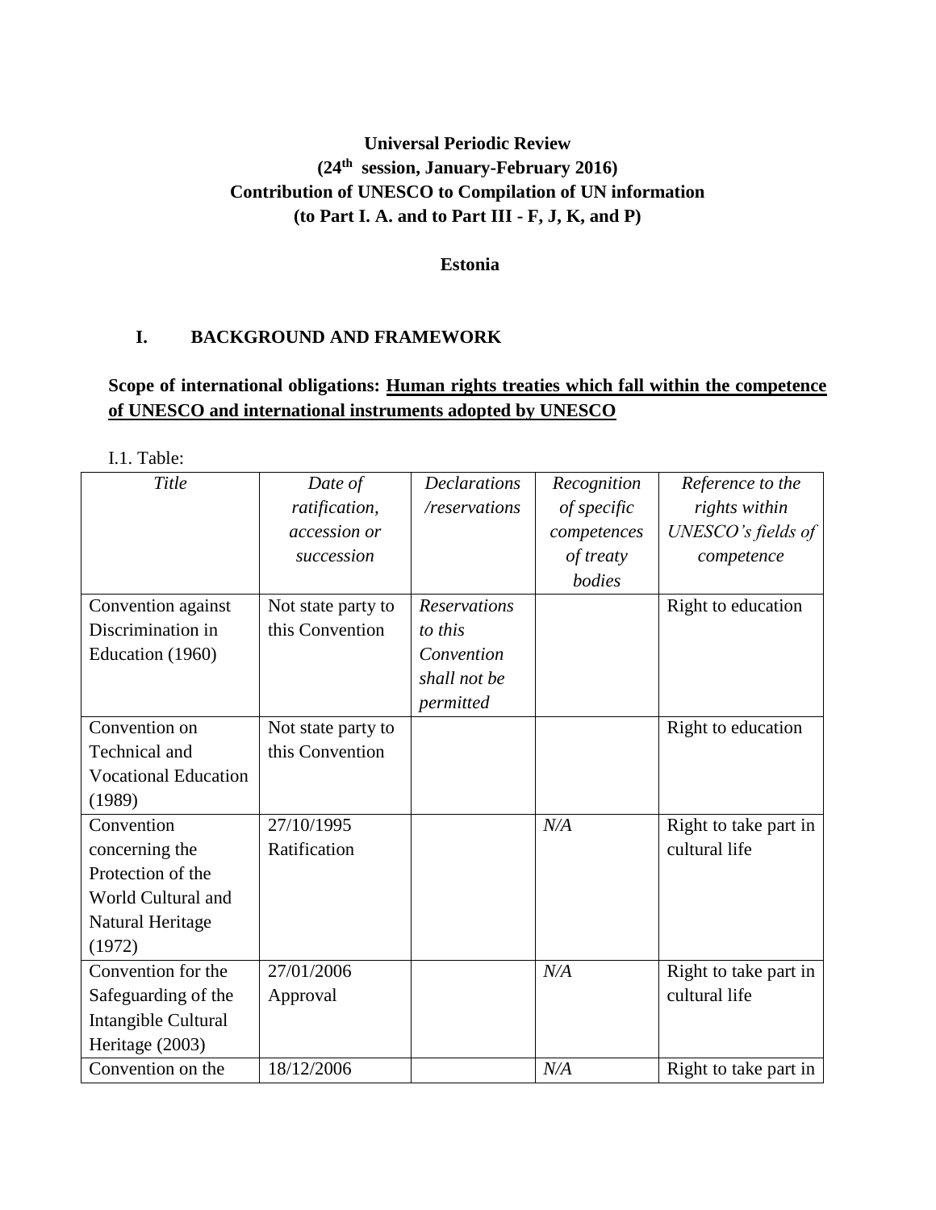**Universal Periodic Review**
**(24th session, January-February 2016)**
**Contribution of UNESCO to Compilation of UN information**
**(to Part I. A. and to Part III - F, J, K, and P)**

**Estonia**

## I. BACKGROUND AND FRAMEWORK

**Scope of international obligations: <u>Human rights treaties which fall within the competence of UNESCO and international instruments adopted by UNESCO</u>**

I.1. Table:

| *Title* | *Date of ratification, accession or succession* | *Declarations /reservations* | *Recognition of specific competences of treaty bodies* | *Reference to the rights within UNESCO's fields of competence* |
|---|---|---|---|---|
| Convention against Discrimination in Education (1960) | Not state party to this Convention | *Reservations to this Convention shall not be permitted* | | Right to education |
| Convention on Technical and Vocational Education (1989) | Not state party to this Convention | | | Right to education |
| Convention concerning the Protection of the World Cultural and Natural Heritage (1972) | 27/10/1995 Ratification | | *N/A* | Right to take part in cultural life |
| Convention for the Safeguarding of the Intangible Cultural Heritage (2003) | 27/01/2006 Approval | | *N/A* | Right to take part in cultural life |
| Convention on the | 18/12/2006 | | *N/A* | Right to take part in |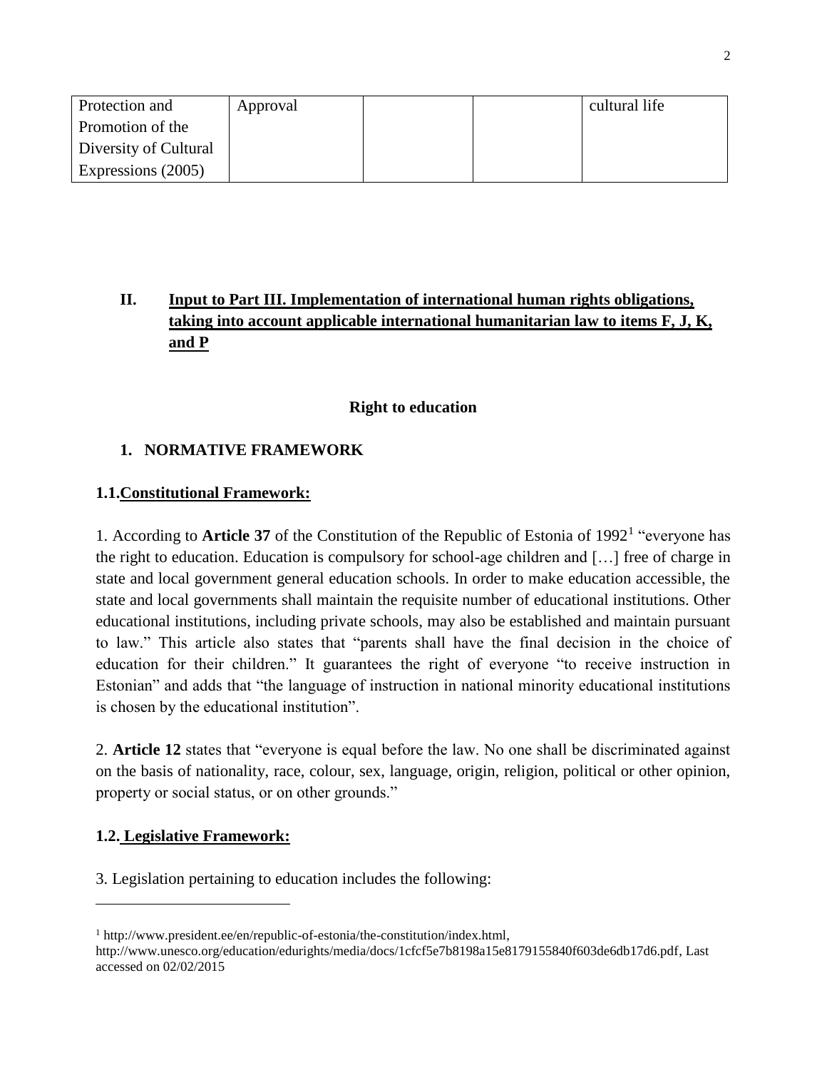| Protection and Promotion of the Diversity of Cultural Expressions (2005) | Approval | | | cultural life |
|---|---|---|---|---|

## II. Input to Part III. Implementation of international human rights obligations, taking into account applicable international humanitarian law to items F, J, K, and P

### Right to education

### 1. NORMATIVE FRAMEWORK

#### 1.1. Constitutional Framework:

1. According to **Article 37** of the Constitution of the Republic of Estonia of 1992[1] "everyone has the right to education. Education is compulsory for school-age children and […] free of charge in state and local government general education schools. In order to make education accessible, the state and local governments shall maintain the requisite number of educational institutions. Other educational institutions, including private schools, may also be established and maintain pursuant to law." This article also states that "parents shall have the final decision in the choice of education for their children." It guarantees the right of everyone "to receive instruction in Estonian" and adds that "the language of instruction in national minority educational institutions is chosen by the educational institution".

2. **Article 12** states that "everyone is equal before the law. No one shall be discriminated against on the basis of nationality, race, colour, sex, language, origin, religion, political or other opinion, property or social status, or on other grounds."

#### 1.2. Legislative Framework:

3. Legislation pertaining to education includes the following:

---

[1] http://www.president.ee/en/republic-of-estonia/the-constitution/index.html, http://www.unesco.org/education/edurights/media/docs/1cfcf5e7b8198a15e8179155840f603de6db17d6.pdf, Last accessed on 02/02/2015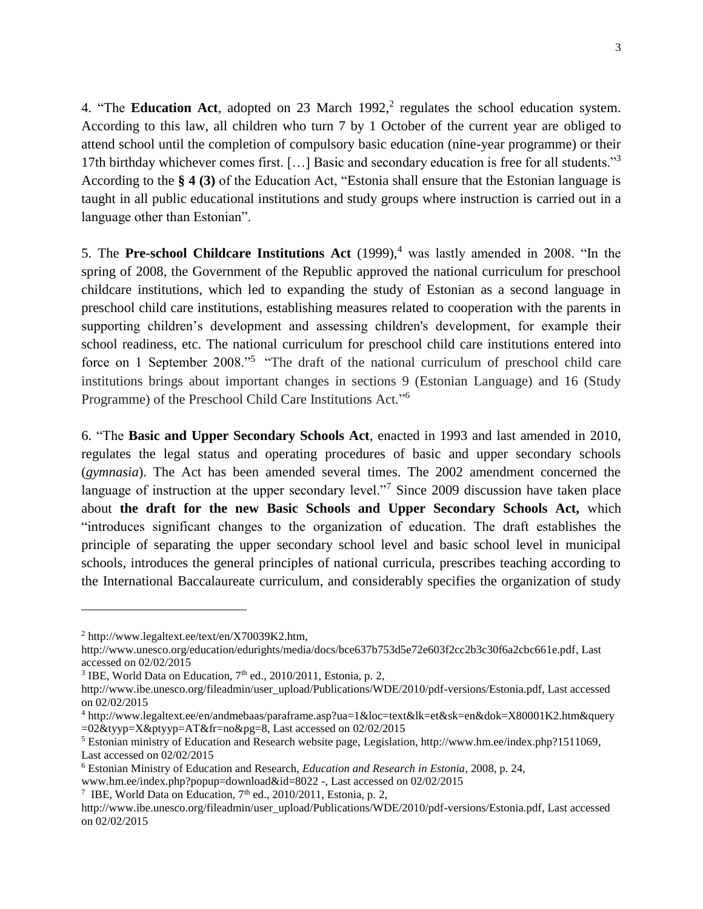4. "The **Education Act**, adopted on 23 March 1992,[2] regulates the school education system. According to this law, all children who turn 7 by 1 October of the current year are obliged to attend school until the completion of compulsory basic education (nine-year programme) or their 17th birthday whichever comes first. […] Basic and secondary education is free for all students."[3] According to the **§ 4 (3)** of the Education Act, "Estonia shall ensure that the Estonian language is taught in all public educational institutions and study groups where instruction is carried out in a language other than Estonian".

5. The **Pre-school Childcare Institutions Act** (1999),[4] was lastly amended in 2008. "In the spring of 2008, the Government of the Republic approved the national curriculum for preschool childcare institutions, which led to expanding the study of Estonian as a second language in preschool child care institutions, establishing measures related to cooperation with the parents in supporting children's development and assessing children's development, for example their school readiness, etc. The national curriculum for preschool child care institutions entered into force on 1 September 2008."[5] "The draft of the national curriculum of preschool child care institutions brings about important changes in sections 9 (Estonian Language) and 16 (Study Programme) of the Preschool Child Care Institutions Act."[6]

6. "The **Basic and Upper Secondary Schools Act**, enacted in 1993 and last amended in 2010, regulates the legal status and operating procedures of basic and upper secondary schools (*gymnasia*). The Act has been amended several times. The 2002 amendment concerned the language of instruction at the upper secondary level."[7] Since 2009 discussion have taken place about **the draft for the new Basic Schools and Upper Secondary Schools Act,** which "introduces significant changes to the organization of education. The draft establishes the principle of separating the upper secondary school level and basic school level in municipal schools, introduces the general principles of national curricula, prescribes teaching according to the International Baccalaureate curriculum, and considerably specifies the organization of study

---

[2] http://www.legaltext.ee/text/en/X70039K2.htm, http://www.unesco.org/education/edurights/media/docs/bce637b753d5e72e603f2cc2b3c30f6a2cbc661e.pdf, Last accessed on 02/02/2015

[3] IBE, World Data on Education, 7th ed., 2010/2011, Estonia, p. 2, http://www.ibe.unesco.org/fileadmin/user_upload/Publications/WDE/2010/pdf-versions/Estonia.pdf, Last accessed on 02/02/2015

[4] http://www.legaltext.ee/en/andmebaas/paraframe.asp?ua=1&loc=text&lk=et&sk=en&dok=X80001K2.htm&query=02&tyyp=X&ptyyp=AT&fr=no&pg=8, Last accessed on 02/02/2015

[5] Estonian ministry of Education and Research website page, Legislation, http://www.hm.ee/index.php?1511069, Last accessed on 02/02/2015

[6] Estonian Ministry of Education and Research, *Education and Research in Estonia*, 2008, p. 24, www.hm.ee/index.php?popup=download&id=8022 -, Last accessed on 02/02/2015

[7] IBE, World Data on Education, 7th ed., 2010/2011, Estonia, p. 2, http://www.ibe.unesco.org/fileadmin/user_upload/Publications/WDE/2010/pdf-versions/Estonia.pdf, Last accessed on 02/02/2015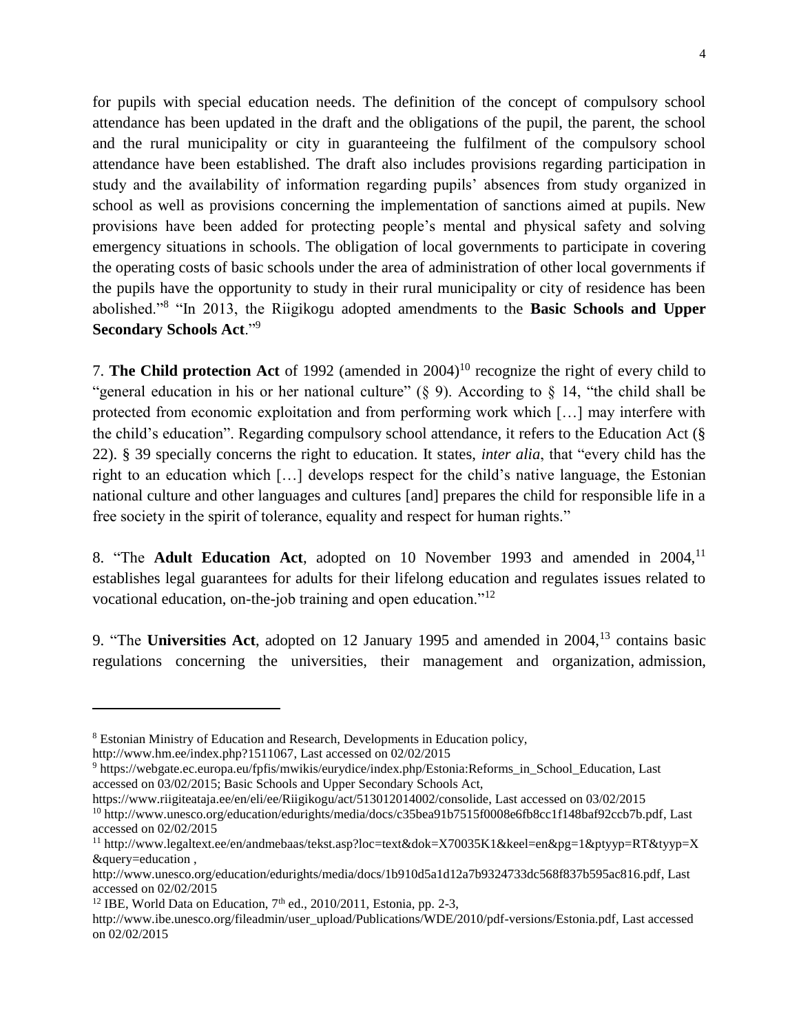for pupils with special education needs. The definition of the concept of compulsory school attendance has been updated in the draft and the obligations of the pupil, the parent, the school and the rural municipality or city in guaranteeing the fulfilment of the compulsory school attendance have been established. The draft also includes provisions regarding participation in study and the availability of information regarding pupils' absences from study organized in school as well as provisions concerning the implementation of sanctions aimed at pupils. New provisions have been added for protecting people's mental and physical safety and solving emergency situations in schools. The obligation of local governments to participate in covering the operating costs of basic schools under the area of administration of other local governments if the pupils have the opportunity to study in their rural municipality or city of residence has been abolished."[8] "In 2013, the Riigikogu adopted amendments to the **Basic Schools and Upper Secondary Schools Act**."[9]

7. **The Child protection Act** of 1992 (amended in 2004)[10] recognize the right of every child to "general education in his or her national culture" (§ 9). According to § 14, "the child shall be protected from economic exploitation and from performing work which […] may interfere with the child's education". Regarding compulsory school attendance, it refers to the Education Act (§ 22). § 39 specially concerns the right to education. It states, *inter alia*, that "every child has the right to an education which […] develops respect for the child's native language, the Estonian national culture and other languages and cultures [and] prepares the child for responsible life in a free society in the spirit of tolerance, equality and respect for human rights."

8. "The **Adult Education Act**, adopted on 10 November 1993 and amended in 2004,[11] establishes legal guarantees for adults for their lifelong education and regulates issues related to vocational education, on-the-job training and open education."[12]

9. "The **Universities Act**, adopted on 12 January 1995 and amended in 2004,[13] contains basic regulations concerning the universities, their management and organization, admission,

---

[8] Estonian Ministry of Education and Research, Developments in Education policy, http://www.hm.ee/index.php?1511067, Last accessed on 02/02/2015

[9] https://webgate.ec.europa.eu/fpfis/mwikis/eurydice/index.php/Estonia:Reforms_in_School_Education, Last accessed on 03/02/2015; Basic Schools and Upper Secondary Schools Act, https://www.riigiteataja.ee/en/eli/ee/Riigikogu/act/513012014002/consolide, Last accessed on 03/02/2015

[10] http://www.unesco.org/education/edurights/media/docs/c35bea91b7515f0008e6fb8cc1f148baf92ccb7b.pdf, Last accessed on 02/02/2015

[11] http://www.legaltext.ee/en/andmebaas/tekst.asp?loc=text&dok=X70035K1&keel=en&pg=1&ptyyp=RT&tyyp=X&query=education , http://www.unesco.org/education/edurights/media/docs/1b910d5a1d12a7b9324733dc568f837b595ac816.pdf, Last accessed on 02/02/2015

[12] IBE, World Data on Education, 7th ed., 2010/2011, Estonia, pp. 2-3, http://www.ibe.unesco.org/fileadmin/user_upload/Publications/WDE/2010/pdf-versions/Estonia.pdf, Last accessed on 02/02/2015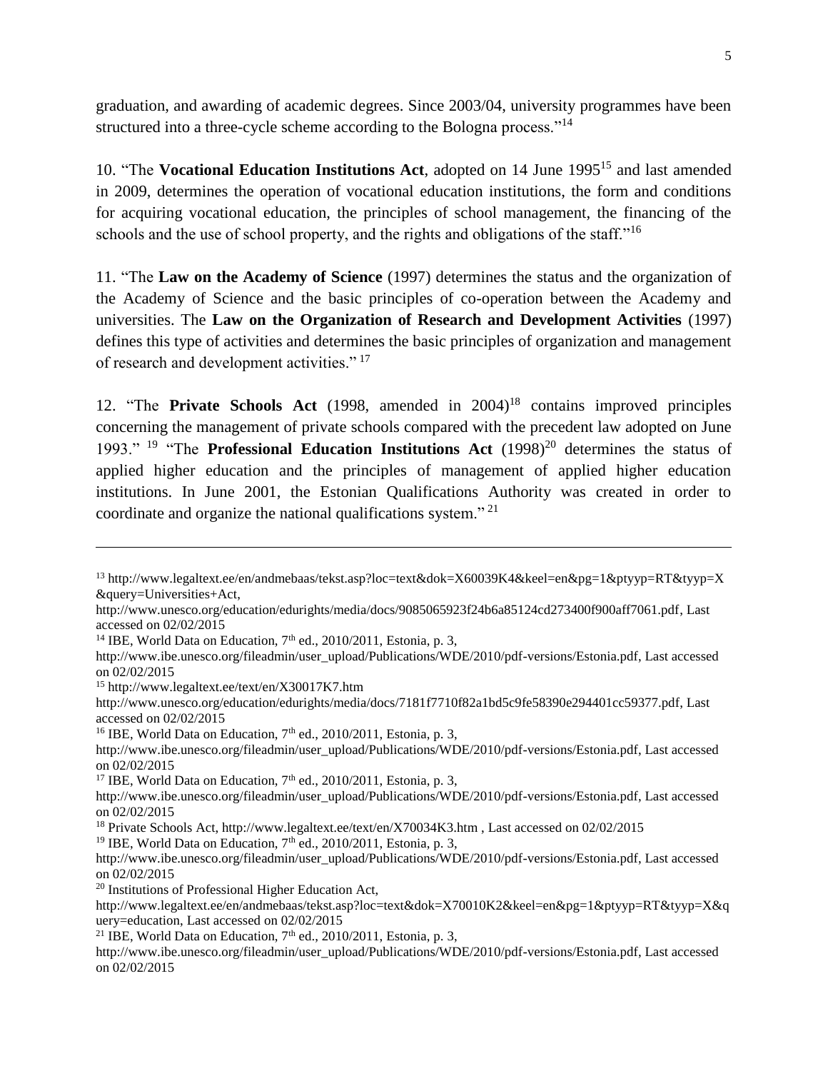graduation, and awarding of academic degrees. Since 2003/04, university programmes have been structured into a three-cycle scheme according to the Bologna process."[14]

10. "The **Vocational Education Institutions Act**, adopted on 14 June 1995[15] and last amended in 2009, determines the operation of vocational education institutions, the form and conditions for acquiring vocational education, the principles of school management, the financing of the schools and the use of school property, and the rights and obligations of the staff."[16]

11. "The **Law on the Academy of Science** (1997) determines the status and the organization of the Academy of Science and the basic principles of co-operation between the Academy and universities. The **Law on the Organization of Research and Development Activities** (1997) defines this type of activities and determines the basic principles of organization and management of research and development activities." [17]

12. "The **Private Schools Act** (1998, amended in 2004)[18] contains improved principles concerning the management of private schools compared with the precedent law adopted on June 1993." [19] "The **Professional Education Institutions Act** (1998)[20] determines the status of applied higher education and the principles of management of applied higher education institutions. In June 2001, the Estonian Qualifications Authority was created in order to coordinate and organize the national qualifications system." [21]

---

[13] http://www.legaltext.ee/en/andmebaas/tekst.asp?loc=text&dok=X60039K4&keel=en&pg=1&ptyyp=RT&tyyp=X&query=Universities+Act, http://www.unesco.org/education/edurights/media/docs/9085065923f24b6a85124cd273400f900aff7061.pdf, Last accessed on 02/02/2015

[14] IBE, World Data on Education, 7th ed., 2010/2011, Estonia, p. 3, http://www.ibe.unesco.org/fileadmin/user_upload/Publications/WDE/2010/pdf-versions/Estonia.pdf, Last accessed on 02/02/2015

[15] http://www.legaltext.ee/text/en/X30017K7.htm http://www.unesco.org/education/edurights/media/docs/7181f7710f82a1bd5c9fe58390e294401cc59377.pdf, Last accessed on 02/02/2015

[16] IBE, World Data on Education, 7th ed., 2010/2011, Estonia, p. 3, http://www.ibe.unesco.org/fileadmin/user_upload/Publications/WDE/2010/pdf-versions/Estonia.pdf, Last accessed on 02/02/2015

[17] IBE, World Data on Education, 7th ed., 2010/2011, Estonia, p. 3, http://www.ibe.unesco.org/fileadmin/user_upload/Publications/WDE/2010/pdf-versions/Estonia.pdf, Last accessed on 02/02/2015

[18] Private Schools Act, http://www.legaltext.ee/text/en/X70034K3.htm , Last accessed on 02/02/2015

[19] IBE, World Data on Education, 7th ed., 2010/2011, Estonia, p. 3, http://www.ibe.unesco.org/fileadmin/user_upload/Publications/WDE/2010/pdf-versions/Estonia.pdf, Last accessed on 02/02/2015

[20] Institutions of Professional Higher Education Act, http://www.legaltext.ee/en/andmebaas/tekst.asp?loc=text&dok=X70010K2&keel=en&pg=1&ptyyp=RT&tyyp=X&query=education, Last accessed on 02/02/2015

[21] IBE, World Data on Education, 7th ed., 2010/2011, Estonia, p. 3, http://www.ibe.unesco.org/fileadmin/user_upload/Publications/WDE/2010/pdf-versions/Estonia.pdf, Last accessed on 02/02/2015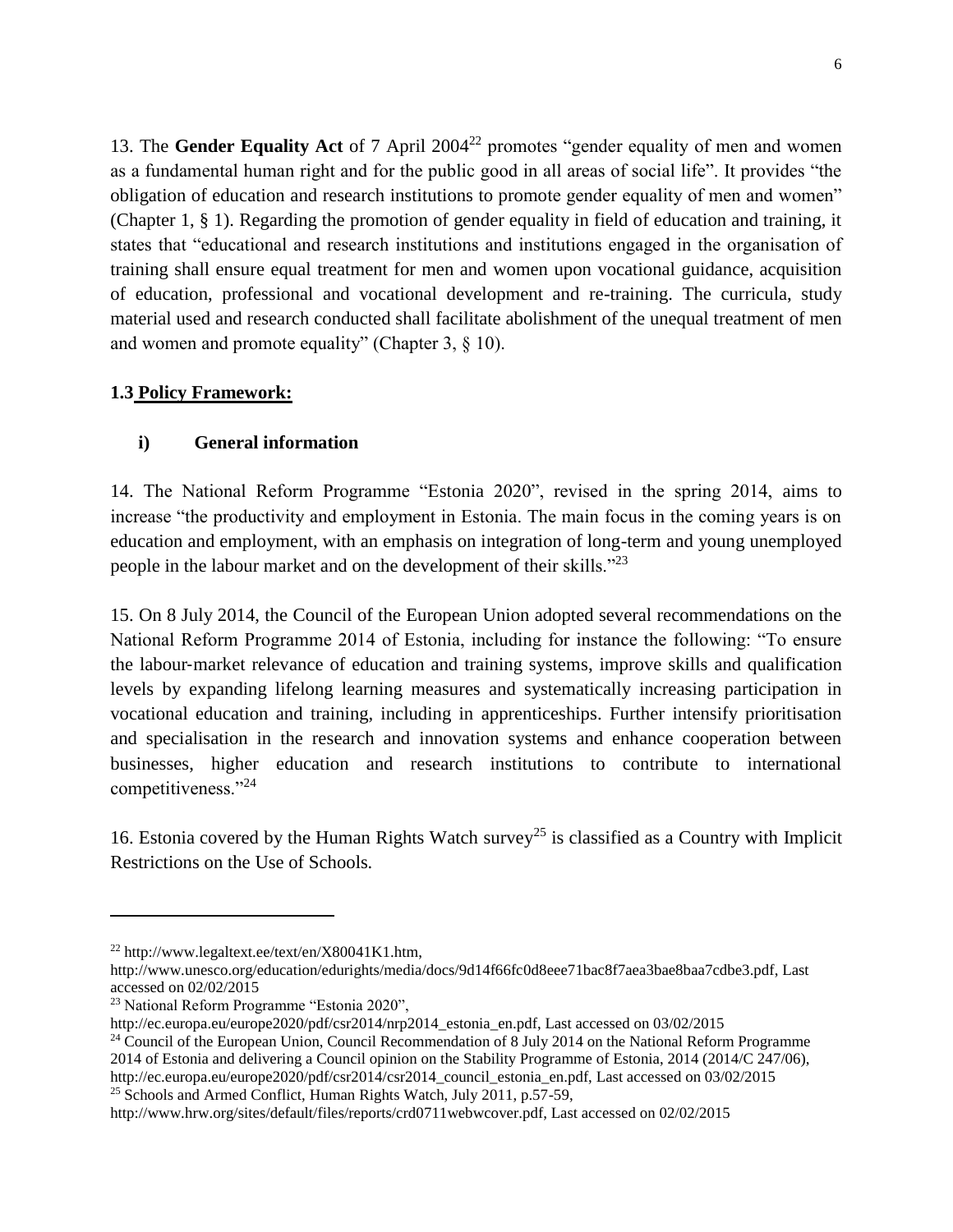13. The **Gender Equality Act** of 7 April 2004[22] promotes "gender equality of men and women as a fundamental human right and for the public good in all areas of social life". It provides "the obligation of education and research institutions to promote gender equality of men and women" (Chapter 1, § 1). Regarding the promotion of gender equality in field of education and training, it states that "educational and research institutions and institutions engaged in the organisation of training shall ensure equal treatment for men and women upon vocational guidance, acquisition of education, professional and vocational development and re-training. The curricula, study material used and research conducted shall facilitate abolishment of the unequal treatment of men and women and promote equality" (Chapter 3, § 10).

### 1.3 Policy Framework:

#### i) General information

14. The National Reform Programme "Estonia 2020", revised in the spring 2014, aims to increase "the productivity and employment in Estonia. The main focus in the coming years is on education and employment, with an emphasis on integration of long-term and young unemployed people in the labour market and on the development of their skills."[23]

15. On 8 July 2014, the Council of the European Union adopted several recommendations on the National Reform Programme 2014 of Estonia, including for instance the following: "To ensure the labour-market relevance of education and training systems, improve skills and qualification levels by expanding lifelong learning measures and systematically increasing participation in vocational education and training, including in apprenticeships. Further intensify prioritisation and specialisation in the research and innovation systems and enhance cooperation between businesses, higher education and research institutions to contribute to international competitiveness."[24]

16. Estonia covered by the Human Rights Watch survey[25] is classified as a Country with Implicit Restrictions on the Use of Schools.

---

[22] http://www.legaltext.ee/text/en/X80041K1.htm, http://www.unesco.org/education/edurights/media/docs/9d14f66fc0d8eee71bac8f7aea3bae8baa7cdbe3.pdf, Last accessed on 02/02/2015

[23] National Reform Programme "Estonia 2020", http://ec.europa.eu/europe2020/pdf/csr2014/nrp2014_estonia_en.pdf, Last accessed on 03/02/2015

[24] Council of the European Union, Council Recommendation of 8 July 2014 on the National Reform Programme 2014 of Estonia and delivering a Council opinion on the Stability Programme of Estonia, 2014 (2014/C 247/06), http://ec.europa.eu/europe2020/pdf/csr2014/csr2014_council_estonia_en.pdf, Last accessed on 03/02/2015

[25] Schools and Armed Conflict, Human Rights Watch, July 2011, p.57-59, http://www.hrw.org/sites/default/files/reports/crd0711webwcover.pdf, Last accessed on 02/02/2015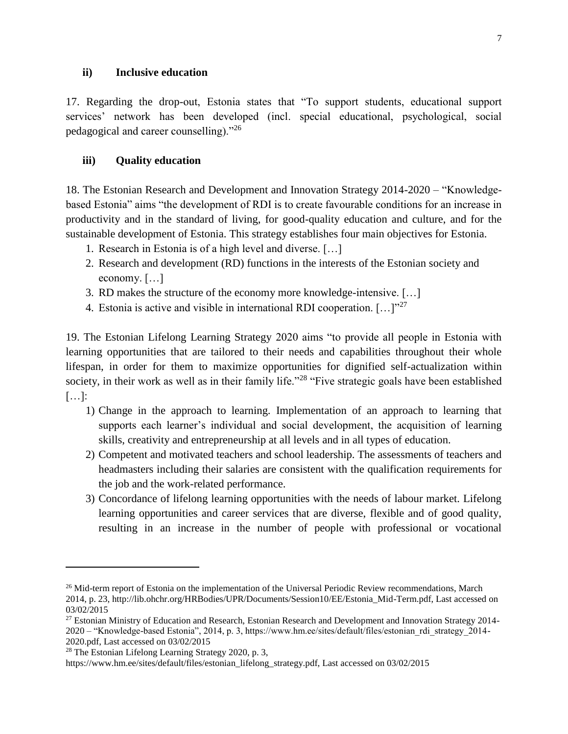### ii) Inclusive education

17. Regarding the drop-out, Estonia states that "To support students, educational support services' network has been developed (incl. special educational, psychological, social pedagogical and career counselling)."[26]

### iii) Quality education

18. The Estonian Research and Development and Innovation Strategy 2014-2020 – "Knowledge-based Estonia" aims "the development of RDI is to create favourable conditions for an increase in productivity and in the standard of living, for good-quality education and culture, and for the sustainable development of Estonia. This strategy establishes four main objectives for Estonia.

1. Research in Estonia is of a high level and diverse. […]
2. Research and development (RD) functions in the interests of the Estonian society and economy. […]
3. RD makes the structure of the economy more knowledge-intensive. […]
4. Estonia is active and visible in international RDI cooperation. […]"[27]

19. The Estonian Lifelong Learning Strategy 2020 aims "to provide all people in Estonia with learning opportunities that are tailored to their needs and capabilities throughout their whole lifespan, in order for them to maximize opportunities for dignified self-actualization within society, in their work as well as in their family life."[28] "Five strategic goals have been established […]:

1) Change in the approach to learning. Implementation of an approach to learning that supports each learner's individual and social development, the acquisition of learning skills, creativity and entrepreneurship at all levels and in all types of education.
2) Competent and motivated teachers and school leadership. The assessments of teachers and headmasters including their salaries are consistent with the qualification requirements for the job and the work-related performance.
3) Concordance of lifelong learning opportunities with the needs of labour market. Lifelong learning opportunities and career services that are diverse, flexible and of good quality, resulting in an increase in the number of people with professional or vocational

---

[26] Mid-term report of Estonia on the implementation of the Universal Periodic Review recommendations, March 2014, p. 23, http://lib.ohchr.org/HRBodies/UPR/Documents/Session10/EE/Estonia_Mid-Term.pdf, Last accessed on 03/02/2015

[27] Estonian Ministry of Education and Research, Estonian Research and Development and Innovation Strategy 2014-2020 – "Knowledge-based Estonia", 2014, p. 3, https://www.hm.ee/sites/default/files/estonian_rdi_strategy_2014-2020.pdf, Last accessed on 03/02/2015

[28] The Estonian Lifelong Learning Strategy 2020, p. 3, https://www.hm.ee/sites/default/files/estonian_lifelong_strategy.pdf, Last accessed on 03/02/2015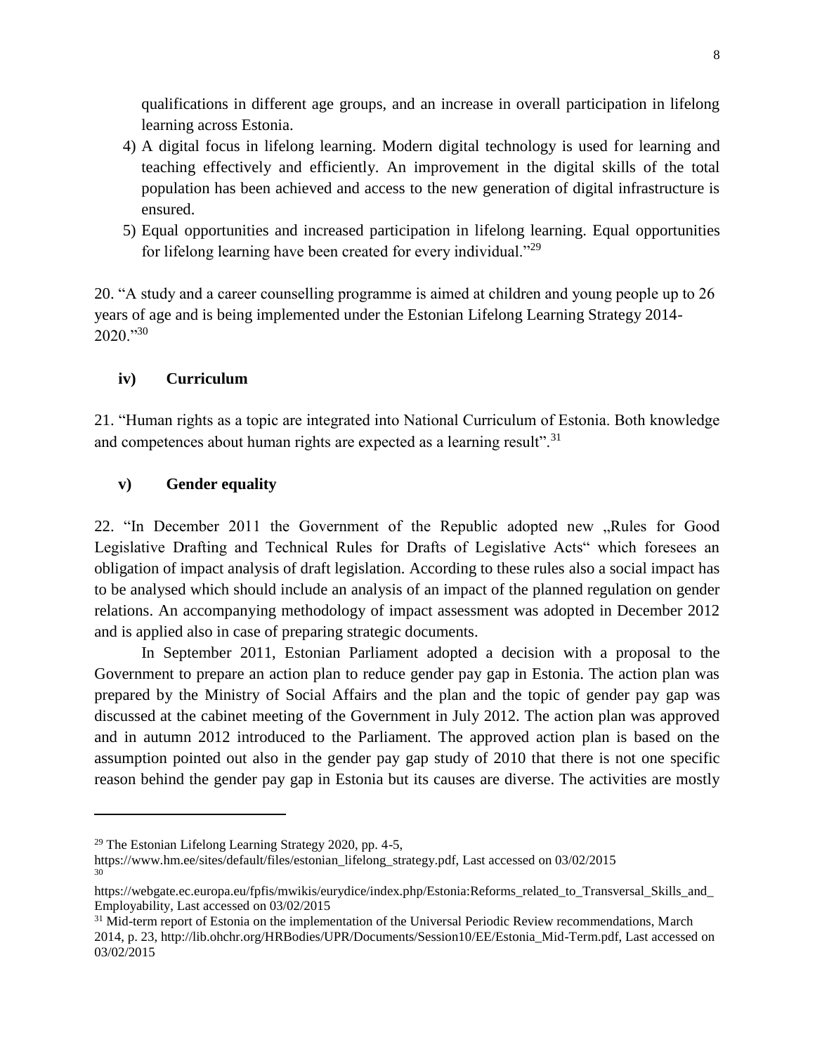qualifications in different age groups, and an increase in overall participation in lifelong learning across Estonia.

4) A digital focus in lifelong learning. Modern digital technology is used for learning and teaching effectively and efficiently. An improvement in the digital skills of the total population has been achieved and access to the new generation of digital infrastructure is ensured.
5) Equal opportunities and increased participation in lifelong learning. Equal opportunities for lifelong learning have been created for every individual."[29]

20. "A study and a career counselling programme is aimed at children and young people up to 26 years of age and is being implemented under the Estonian Lifelong Learning Strategy 2014-2020."[30]

### iv) Curriculum

21. "Human rights as a topic are integrated into National Curriculum of Estonia. Both knowledge and competences about human rights are expected as a learning result".[31]

### v) Gender equality

22. "In December 2011 the Government of the Republic adopted new „Rules for Good Legislative Drafting and Technical Rules for Drafts of Legislative Acts" which foresees an obligation of impact analysis of draft legislation. According to these rules also a social impact has to be analysed which should include an analysis of an impact of the planned regulation on gender relations. An accompanying methodology of impact assessment was adopted in December 2012 and is applied also in case of preparing strategic documents.

In September 2011, Estonian Parliament adopted a decision with a proposal to the Government to prepare an action plan to reduce gender pay gap in Estonia. The action plan was prepared by the Ministry of Social Affairs and the plan and the topic of gender pay gap was discussed at the cabinet meeting of the Government in July 2012. The action plan was approved and in autumn 2012 introduced to the Parliament. The approved action plan is based on the assumption pointed out also in the gender pay gap study of 2010 that there is not one specific reason behind the gender pay gap in Estonia but its causes are diverse. The activities are mostly

---

[29] The Estonian Lifelong Learning Strategy 2020, pp. 4-5, https://www.hm.ee/sites/default/files/estonian_lifelong_strategy.pdf, Last accessed on 03/02/2015

[30] https://webgate.ec.europa.eu/fpfis/mwikis/eurydice/index.php/Estonia:Reforms_related_to_Transversal_Skills_and_Employability, Last accessed on 03/02/2015

[31] Mid-term report of Estonia on the implementation of the Universal Periodic Review recommendations, March 2014, p. 23, http://lib.ohchr.org/HRBodies/UPR/Documents/Session10/EE/Estonia_Mid-Term.pdf, Last accessed on 03/02/2015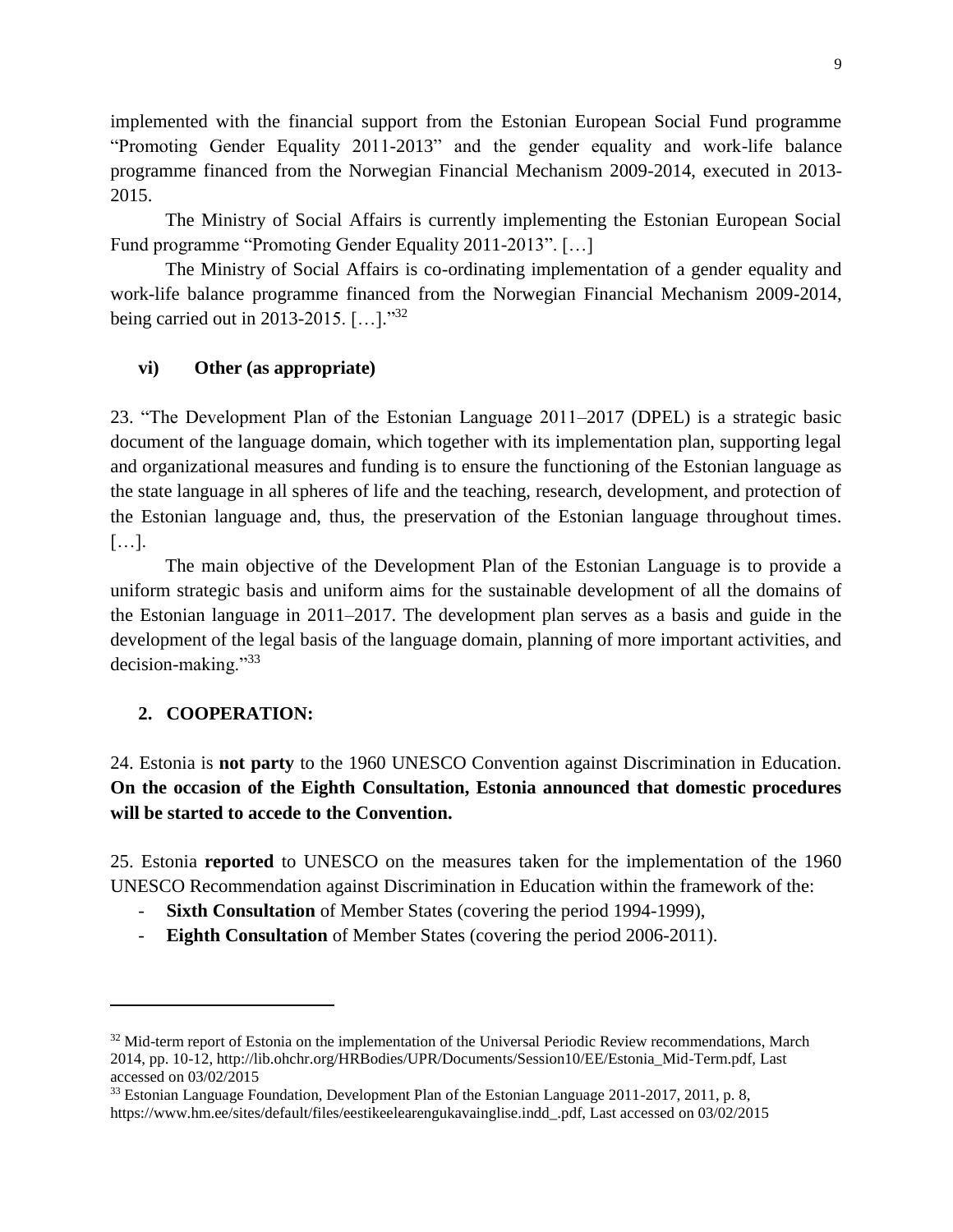implemented with the financial support from the Estonian European Social Fund programme "Promoting Gender Equality 2011-2013" and the gender equality and work-life balance programme financed from the Norwegian Financial Mechanism 2009-2014, executed in 2013-2015.

The Ministry of Social Affairs is currently implementing the Estonian European Social Fund programme "Promoting Gender Equality 2011-2013". […]

The Ministry of Social Affairs is co-ordinating implementation of a gender equality and work-life balance programme financed from the Norwegian Financial Mechanism 2009-2014, being carried out in 2013-2015. […]."[32]

### vi) Other (as appropriate)

23. "The Development Plan of the Estonian Language 2011–2017 (DPEL) is a strategic basic document of the language domain, which together with its implementation plan, supporting legal and organizational measures and funding is to ensure the functioning of the Estonian language as the state language in all spheres of life and the teaching, research, development, and protection of the Estonian language and, thus, the preservation of the Estonian language throughout times. […].

The main objective of the Development Plan of the Estonian Language is to provide a uniform strategic basis and uniform aims for the sustainable development of all the domains of the Estonian language in 2011–2017. The development plan serves as a basis and guide in the development of the legal basis of the language domain, planning of more important activities, and decision-making."[33]

## 2. COOPERATION:

24. Estonia is **not party** to the 1960 UNESCO Convention against Discrimination in Education. **On the occasion of the Eighth Consultation, Estonia announced that domestic procedures will be started to accede to the Convention.**

25. Estonia **reported** to UNESCO on the measures taken for the implementation of the 1960 UNESCO Recommendation against Discrimination in Education within the framework of the:

- **Sixth Consultation** of Member States (covering the period 1994-1999),
- **Eighth Consultation** of Member States (covering the period 2006-2011).

---

[32] Mid-term report of Estonia on the implementation of the Universal Periodic Review recommendations, March 2014, pp. 10-12, http://lib.ohchr.org/HRBodies/UPR/Documents/Session10/EE/Estonia_Mid-Term.pdf, Last accessed on 03/02/2015

[33] Estonian Language Foundation, Development Plan of the Estonian Language 2011-2017, 2011, p. 8, https://www.hm.ee/sites/default/files/eestikeelearengukavainglise.indd_.pdf, Last accessed on 03/02/2015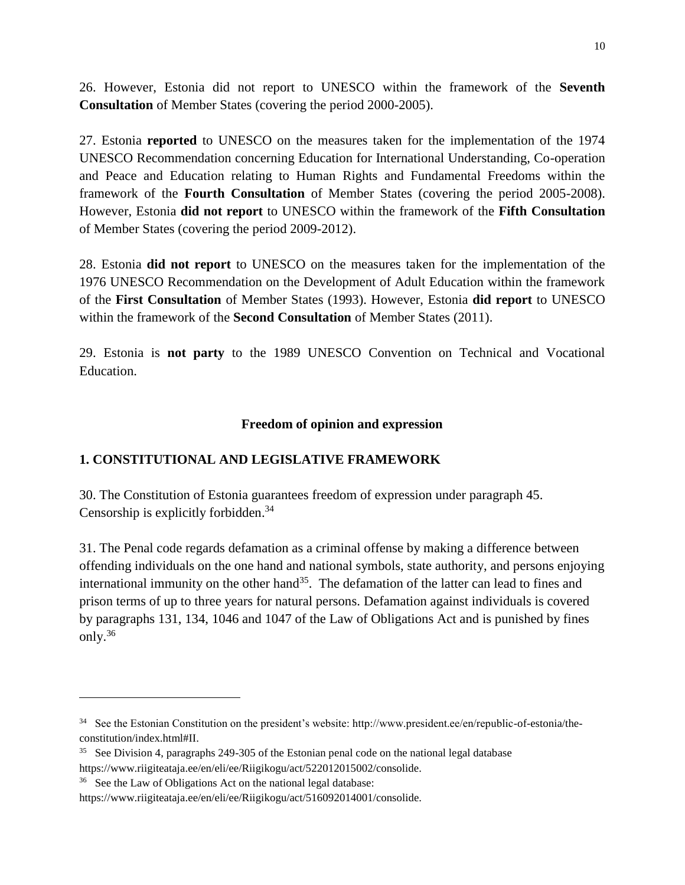26. However, Estonia did not report to UNESCO within the framework of the **Seventh Consultation** of Member States (covering the period 2000-2005).

27. Estonia **reported** to UNESCO on the measures taken for the implementation of the 1974 UNESCO Recommendation concerning Education for International Understanding, Co-operation and Peace and Education relating to Human Rights and Fundamental Freedoms within the framework of the **Fourth Consultation** of Member States (covering the period 2005-2008). However, Estonia **did not report** to UNESCO within the framework of the **Fifth Consultation** of Member States (covering the period 2009-2012).

28. Estonia **did not report** to UNESCO on the measures taken for the implementation of the 1976 UNESCO Recommendation on the Development of Adult Education within the framework of the **First Consultation** of Member States (1993). However, Estonia **did report** to UNESCO within the framework of the **Second Consultation** of Member States (2011).

29. Estonia is **not party** to the 1989 UNESCO Convention on Technical and Vocational Education.

## Freedom of opinion and expression

### 1. CONSTITUTIONAL AND LEGISLATIVE FRAMEWORK

30. The Constitution of Estonia guarantees freedom of expression under paragraph 45. Censorship is explicitly forbidden.[34]

31. The Penal code regards defamation as a criminal offense by making a difference between offending individuals on the one hand and national symbols, state authority, and persons enjoying international immunity on the other hand[35]. The defamation of the latter can lead to fines and prison terms of up to three years for natural persons. Defamation against individuals is covered by paragraphs 131, 134, 1046 and 1047 of the Law of Obligations Act and is punished by fines only.[36]

---

[34] See the Estonian Constitution on the president's website: http://www.president.ee/en/republic-of-estonia/the-constitution/index.html#II.

[35] See Division 4, paragraphs 249-305 of the Estonian penal code on the national legal database https://www.riigiteataja.ee/en/eli/ee/Riigikogu/act/522012015002/consolide.

[36] See the Law of Obligations Act on the national legal database: https://www.riigiteataja.ee/en/eli/ee/Riigikogu/act/516092014001/consolide.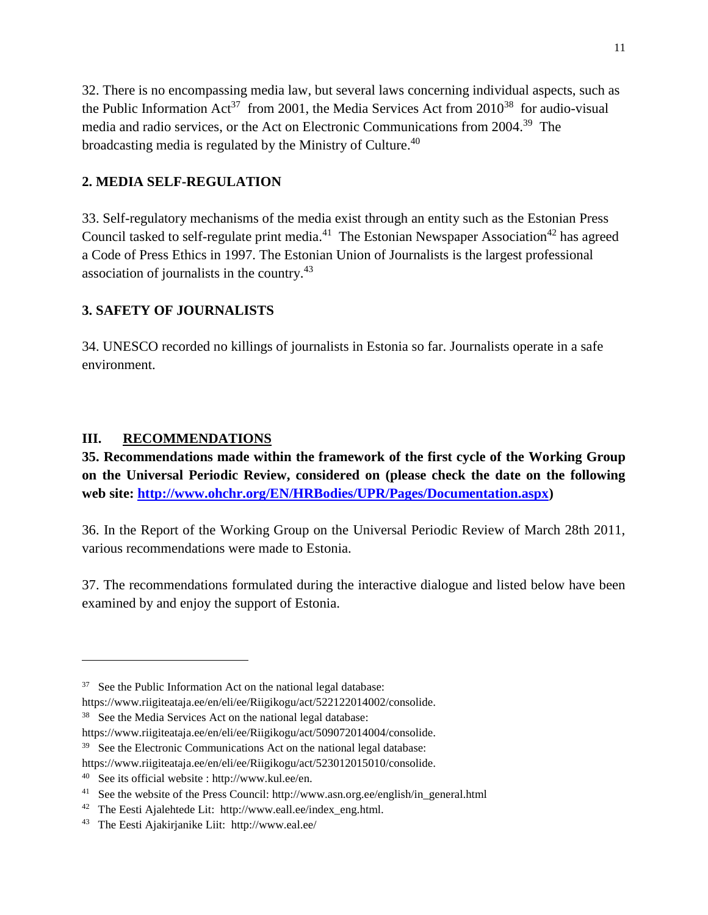32. There is no encompassing media law, but several laws concerning individual aspects, such as the Public Information Act[37] from 2001, the Media Services Act from 2010[38] for audio-visual media and radio services, or the Act on Electronic Communications from 2004.[39] The broadcasting media is regulated by the Ministry of Culture.[40]

## 2. MEDIA SELF-REGULATION

33. Self-regulatory mechanisms of the media exist through an entity such as the Estonian Press Council tasked to self-regulate print media.[41] The Estonian Newspaper Association[42] has agreed a Code of Press Ethics in 1997. The Estonian Union of Journalists is the largest professional association of journalists in the country.[43]

## 3. SAFETY OF JOURNALISTS

34. UNESCO recorded no killings of journalists in Estonia so far. Journalists operate in a safe environment.

# III. RECOMMENDATIONS

**35. Recommendations made within the framework of the first cycle of the Working Group on the Universal Periodic Review, considered on (please check the date on the following web site: [http://www.ohchr.org/EN/HRBodies/UPR/Pages/Documentation.aspx](http://www.ohchr.org/EN/HRBodies/UPR/Pages/Documentation.aspx))**

36. In the Report of the Working Group on the Universal Periodic Review of March 28th 2011, various recommendations were made to Estonia.

37. The recommendations formulated during the interactive dialogue and listed below have been examined by and enjoy the support of Estonia.

---

[37] See the Public Information Act on the national legal database: https://www.riigiteataja.ee/en/eli/ee/Riigikogu/act/522122014002/consolide.

[38] See the Media Services Act on the national legal database: https://www.riigiteataja.ee/en/eli/ee/Riigikogu/act/509072014004/consolide.

[39] See the Electronic Communications Act on the national legal database: https://www.riigiteataja.ee/en/eli/ee/Riigikogu/act/523012015010/consolide.

[40] See its official website : http://www.kul.ee/en.

[41] See the website of the Press Council: http://www.asn.org.ee/english/in_general.html

[42] The Eesti Ajalehtede Lit: http://www.eall.ee/index_eng.html.

[43] The Eesti Ajakirjanike Liit: http://www.eal.ee/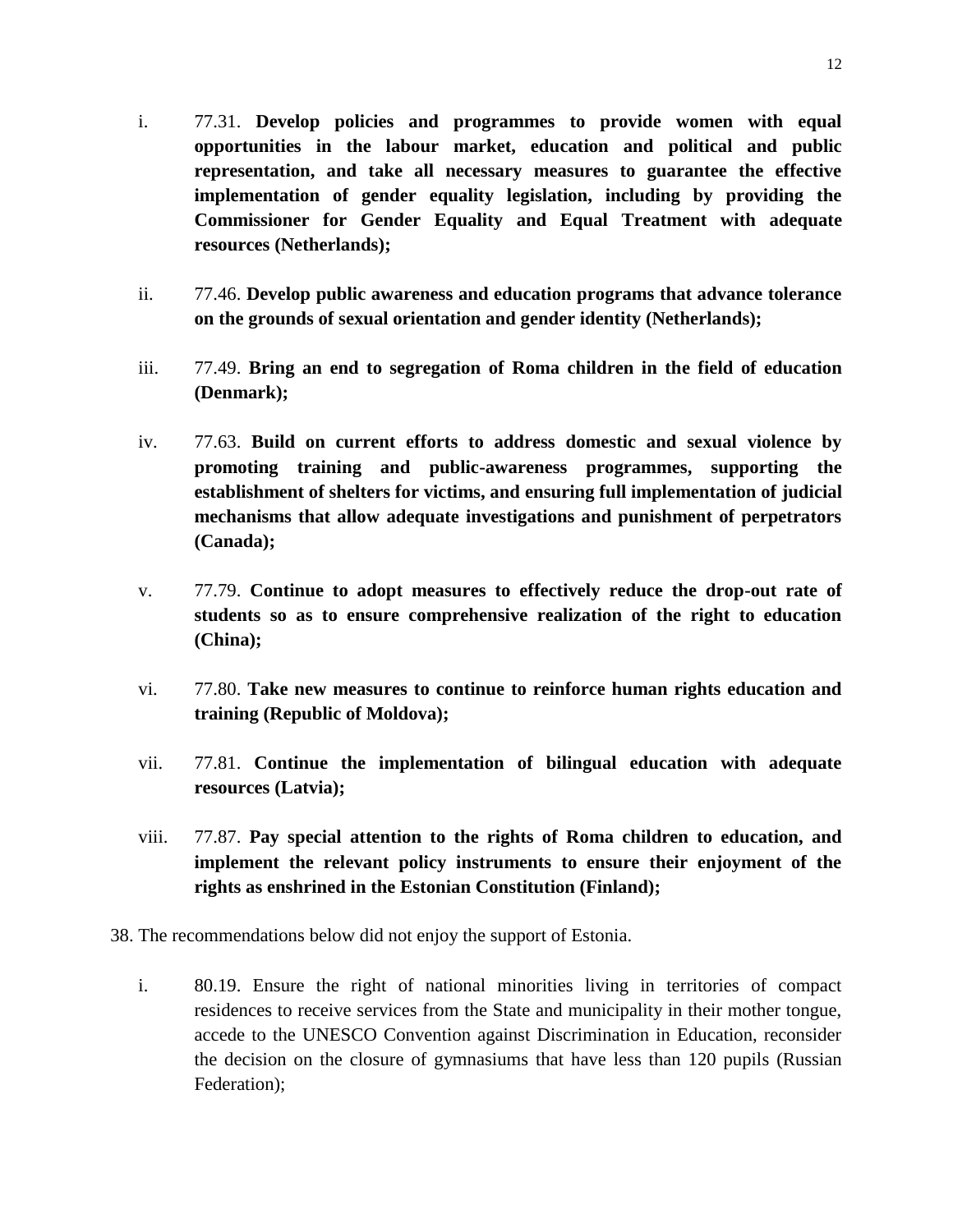i. 77.31. **Develop policies and programmes to provide women with equal opportunities in the labour market, education and political and public representation, and take all necessary measures to guarantee the effective implementation of gender equality legislation, including by providing the Commissioner for Gender Equality and Equal Treatment with adequate resources (Netherlands);**

ii. 77.46. **Develop public awareness and education programs that advance tolerance on the grounds of sexual orientation and gender identity (Netherlands);**

iii. 77.49. **Bring an end to segregation of Roma children in the field of education (Denmark);**

iv. 77.63. **Build on current efforts to address domestic and sexual violence by promoting training and public-awareness programmes, supporting the establishment of shelters for victims, and ensuring full implementation of judicial mechanisms that allow adequate investigations and punishment of perpetrators (Canada);**

v. 77.79. **Continue to adopt measures to effectively reduce the drop-out rate of students so as to ensure comprehensive realization of the right to education (China);**

vi. 77.80. **Take new measures to continue to reinforce human rights education and training (Republic of Moldova);**

vii. 77.81. **Continue the implementation of bilingual education with adequate resources (Latvia);**

viii. 77.87. **Pay special attention to the rights of Roma children to education, and implement the relevant policy instruments to ensure their enjoyment of the rights as enshrined in the Estonian Constitution (Finland);**

38. The recommendations below did not enjoy the support of Estonia.

i. 80.19. Ensure the right of national minorities living in territories of compact residences to receive services from the State and municipality in their mother tongue, accede to the UNESCO Convention against Discrimination in Education, reconsider the decision on the closure of gymnasiums that have less than 120 pupils (Russian Federation);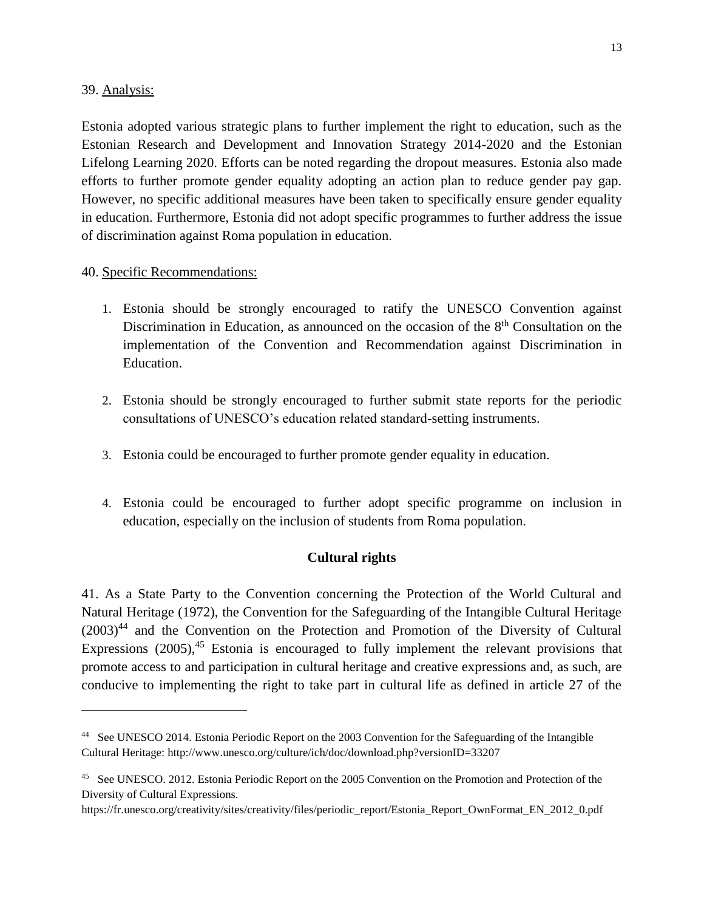39. Analysis:

Estonia adopted various strategic plans to further implement the right to education, such as the Estonian Research and Development and Innovation Strategy 2014-2020 and the Estonian Lifelong Learning 2020. Efforts can be noted regarding the dropout measures. Estonia also made efforts to further promote gender equality adopting an action plan to reduce gender pay gap. However, no specific additional measures have been taken to specifically ensure gender equality in education. Furthermore, Estonia did not adopt specific programmes to further address the issue of discrimination against Roma population in education.

40. Specific Recommendations:

1. Estonia should be strongly encouraged to ratify the UNESCO Convention against Discrimination in Education, as announced on the occasion of the 8th Consultation on the implementation of the Convention and Recommendation against Discrimination in Education.

2. Estonia should be strongly encouraged to further submit state reports for the periodic consultations of UNESCO's education related standard-setting instruments.

3. Estonia could be encouraged to further promote gender equality in education.

4. Estonia could be encouraged to further adopt specific programme on inclusion in education, especially on the inclusion of students from Roma population.

## Cultural rights

41. As a State Party to the Convention concerning the Protection of the World Cultural and Natural Heritage (1972), the Convention for the Safeguarding of the Intangible Cultural Heritage (2003)[44] and the Convention on the Protection and Promotion of the Diversity of Cultural Expressions (2005),[45] Estonia is encouraged to fully implement the relevant provisions that promote access to and participation in cultural heritage and creative expressions and, as such, are conducive to implementing the right to take part in cultural life as defined in article 27 of the

---

[44] See UNESCO 2014. Estonia Periodic Report on the 2003 Convention for the Safeguarding of the Intangible Cultural Heritage: http://www.unesco.org/culture/ich/doc/download.php?versionID=33207

[45] See UNESCO. 2012. Estonia Periodic Report on the 2005 Convention on the Promotion and Protection of the Diversity of Cultural Expressions. https://fr.unesco.org/creativity/sites/creativity/files/periodic_report/Estonia_Report_OwnFormat_EN_2012_0.pdf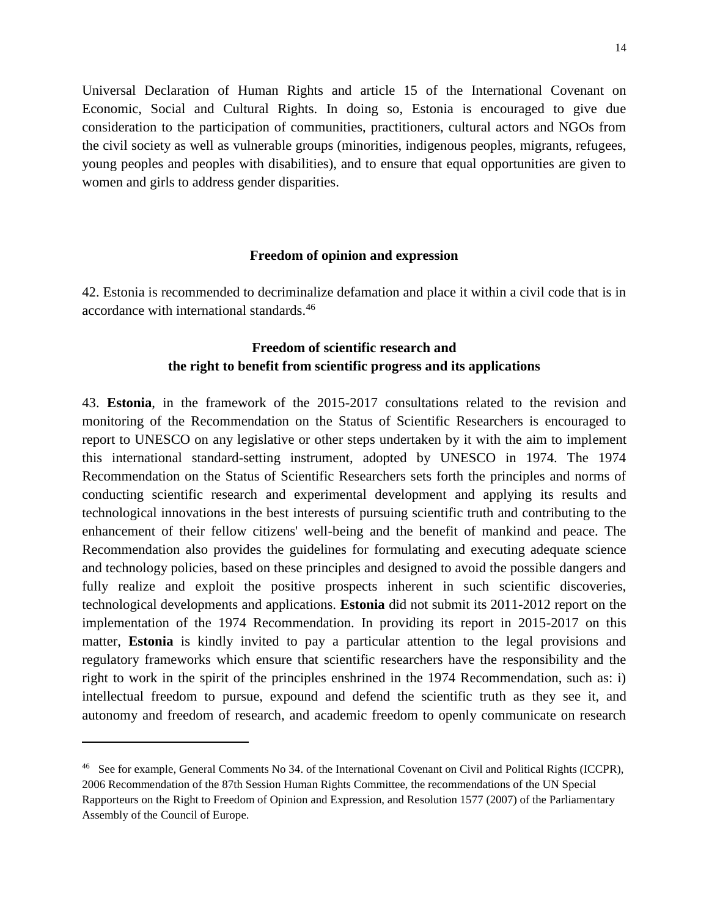Universal Declaration of Human Rights and article 15 of the International Covenant on Economic, Social and Cultural Rights. In doing so, Estonia is encouraged to give due consideration to the participation of communities, practitioners, cultural actors and NGOs from the civil society as well as vulnerable groups (minorities, indigenous peoples, migrants, refugees, young peoples and peoples with disabilities), and to ensure that equal opportunities are given to women and girls to address gender disparities.

### Freedom of opinion and expression

42. Estonia is recommended to decriminalize defamation and place it within a civil code that is in accordance with international standards.[46]

### Freedom of scientific research and the right to benefit from scientific progress and its applications

43. **Estonia**, in the framework of the 2015-2017 consultations related to the revision and monitoring of the Recommendation on the Status of Scientific Researchers is encouraged to report to UNESCO on any legislative or other steps undertaken by it with the aim to implement this international standard-setting instrument, adopted by UNESCO in 1974. The 1974 Recommendation on the Status of Scientific Researchers sets forth the principles and norms of conducting scientific research and experimental development and applying its results and technological innovations in the best interests of pursuing scientific truth and contributing to the enhancement of their fellow citizens' well-being and the benefit of mankind and peace. The Recommendation also provides the guidelines for formulating and executing adequate science and technology policies, based on these principles and designed to avoid the possible dangers and fully realize and exploit the positive prospects inherent in such scientific discoveries, technological developments and applications. **Estonia** did not submit its 2011-2012 report on the implementation of the 1974 Recommendation. In providing its report in 2015-2017 on this matter, **Estonia** is kindly invited to pay a particular attention to the legal provisions and regulatory frameworks which ensure that scientific researchers have the responsibility and the right to work in the spirit of the principles enshrined in the 1974 Recommendation, such as: i) intellectual freedom to pursue, expound and defend the scientific truth as they see it, and autonomy and freedom of research, and academic freedom to openly communicate on research

---

[46] See for example, General Comments No 34. of the International Covenant on Civil and Political Rights (ICCPR), 2006 Recommendation of the 87th Session Human Rights Committee, the recommendations of the UN Special Rapporteurs on the Right to Freedom of Opinion and Expression, and Resolution 1577 (2007) of the Parliamentary Assembly of the Council of Europe.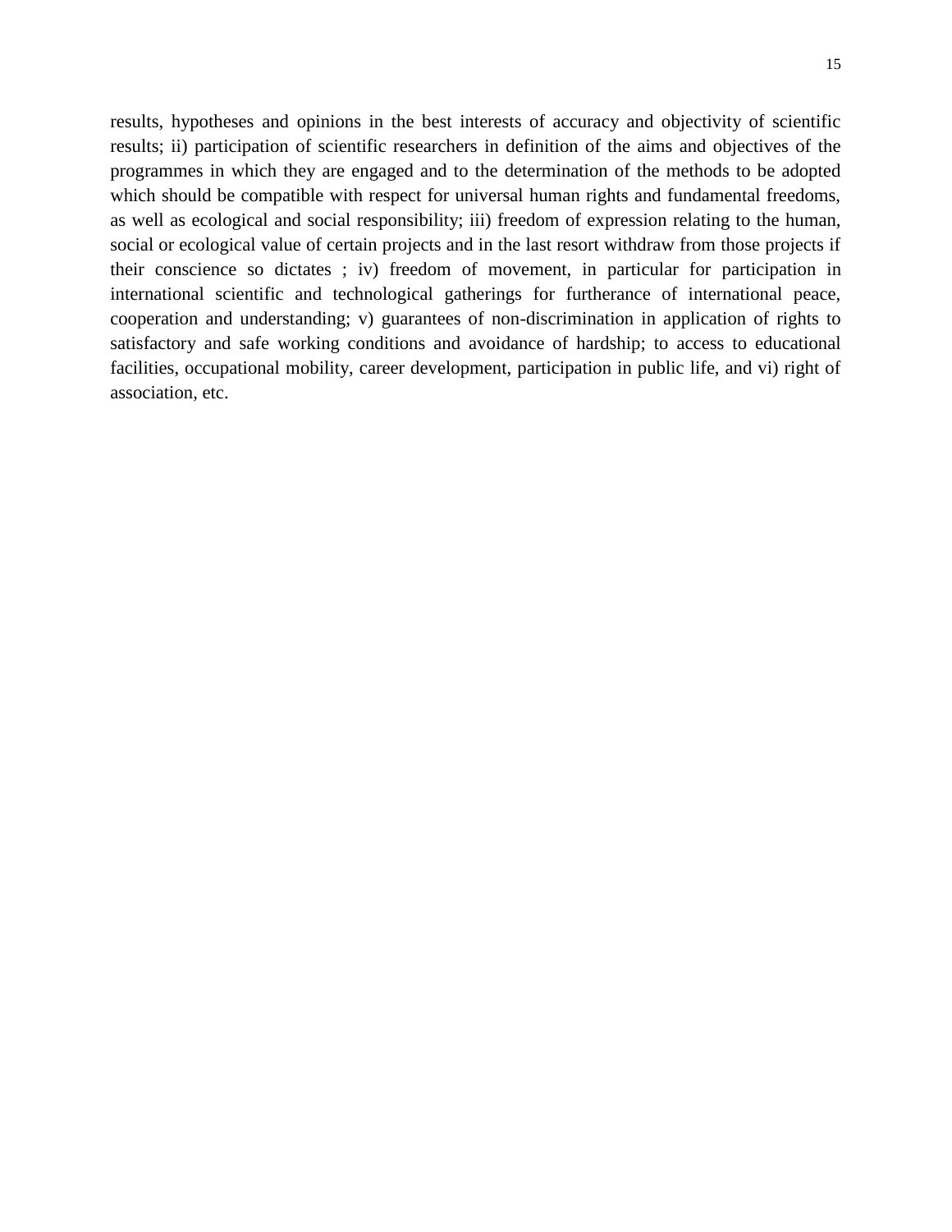results, hypotheses and opinions in the best interests of accuracy and objectivity of scientific results; ii) participation of scientific researchers in definition of the aims and objectives of the programmes in which they are engaged and to the determination of the methods to be adopted which should be compatible with respect for universal human rights and fundamental freedoms, as well as ecological and social responsibility; iii) freedom of expression relating to the human, social or ecological value of certain projects and in the last resort withdraw from those projects if their conscience so dictates ; iv) freedom of movement, in particular for participation in international scientific and technological gatherings for furtherance of international peace, cooperation and understanding; v) guarantees of non-discrimination in application of rights to satisfactory and safe working conditions and avoidance of hardship; to access to educational facilities, occupational mobility, career development, participation in public life, and vi) right of association, etc.